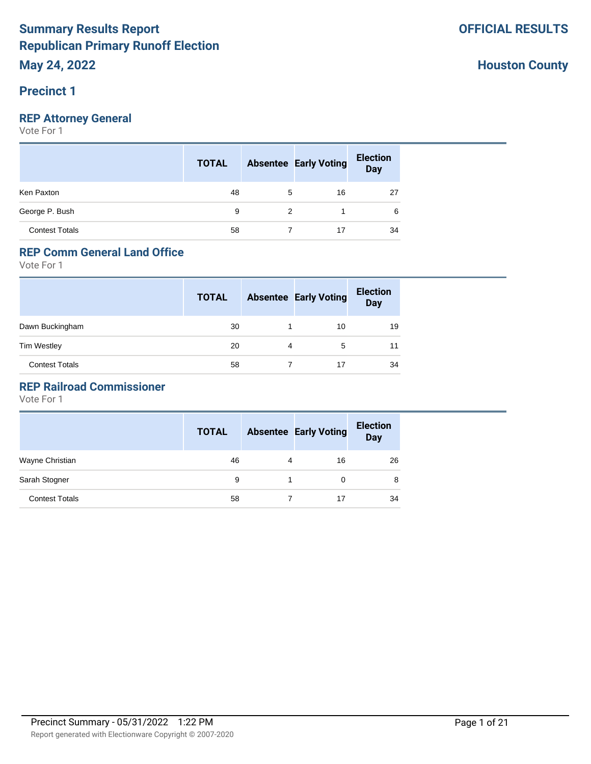# Summary Results Report
## Republican Primary Runoff Election
## May 24, 2022

**OFFICIAL RESULTS**

**Houston County**

## Precinct 1

### REP Attorney General
Vote For 1

| | TOTAL | Absentee | Early Voting | Election Day |
|---|---|---|---|---|
| Ken Paxton | 48 | 5 | 16 | 27 |
| George P. Bush | 9 | 2 | 1 | 6 |
| Contest Totals | 58 | 7 | 17 | 34 |

### REP Comm General Land Office
Vote For 1

| | TOTAL | Absentee | Early Voting | Election Day |
|---|---|---|---|---|
| Dawn Buckingham | 30 | 1 | 10 | 19 |
| Tim Westley | 20 | 4 | 5 | 11 |
| Contest Totals | 58 | 7 | 17 | 34 |

### REP Railroad Commissioner
Vote For 1

| | TOTAL | Absentee | Early Voting | Election Day |
|---|---|---|---|---|
| Wayne Christian | 46 | 4 | 16 | 26 |
| Sarah Stogner | 9 | 1 | 0 | 8 |
| Contest Totals | 58 | 7 | 17 | 34 |

Precinct Summary - 05/31/2022 1:22 PM

Report generated with Electionware Copyright © 2007-2020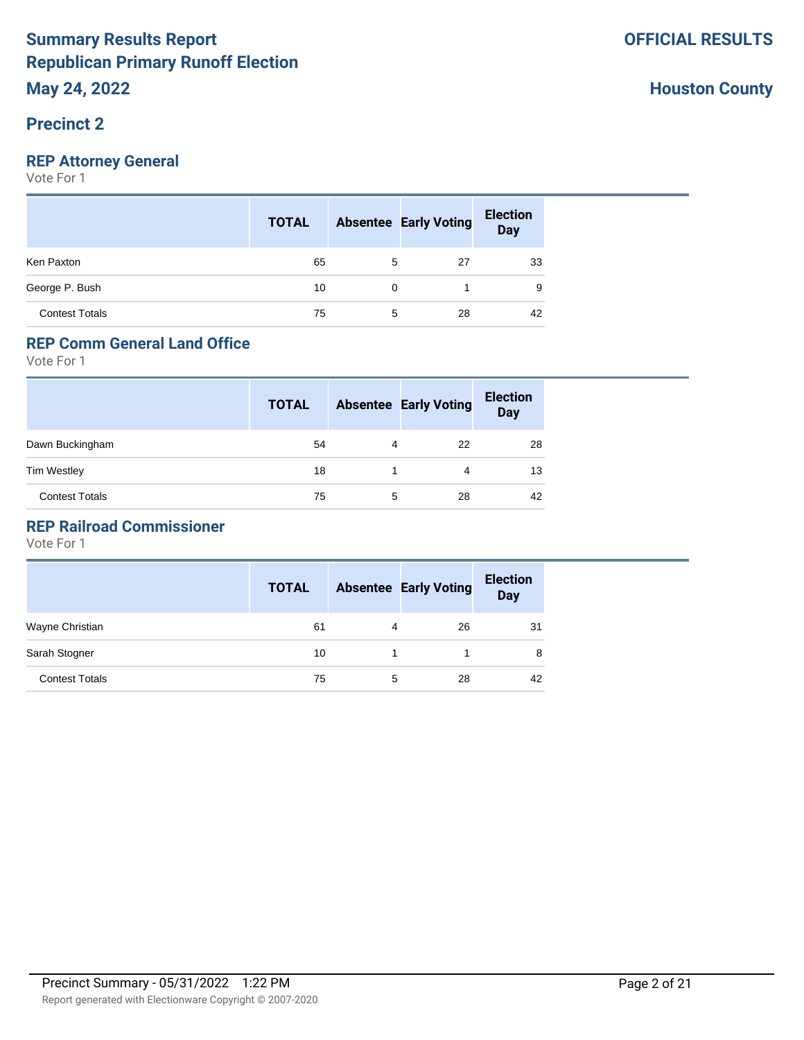# Summary Results Report
# Republican Primary Runoff Election
# May 24, 2022

**OFFICIAL RESULTS**

**Houston County**

## Precinct 2

### REP Attorney General

Vote For 1

| | TOTAL | Absentee | Early Voting | Election Day |
|---|---|---|---|---|
| Ken Paxton | 65 | 5 | 27 | 33 |
| George P. Bush | 10 | 0 | 1 | 9 |
| Contest Totals | 75 | 5 | 28 | 42 |

### REP Comm General Land Office

Vote For 1

| | TOTAL | Absentee | Early Voting | Election Day |
|---|---|---|---|---|
| Dawn Buckingham | 54 | 4 | 22 | 28 |
| Tim Westley | 18 | 1 | 4 | 13 |
| Contest Totals | 75 | 5 | 28 | 42 |

### REP Railroad Commissioner

Vote For 1

| | TOTAL | Absentee | Early Voting | Election Day |
|---|---|---|---|---|
| Wayne Christian | 61 | 4 | 26 | 31 |
| Sarah Stogner | 10 | 1 | 1 | 8 |
| Contest Totals | 75 | 5 | 28 | 42 |

Precinct Summary - 05/31/2022 1:22 PM

Report generated with Electionware Copyright © 2007-2020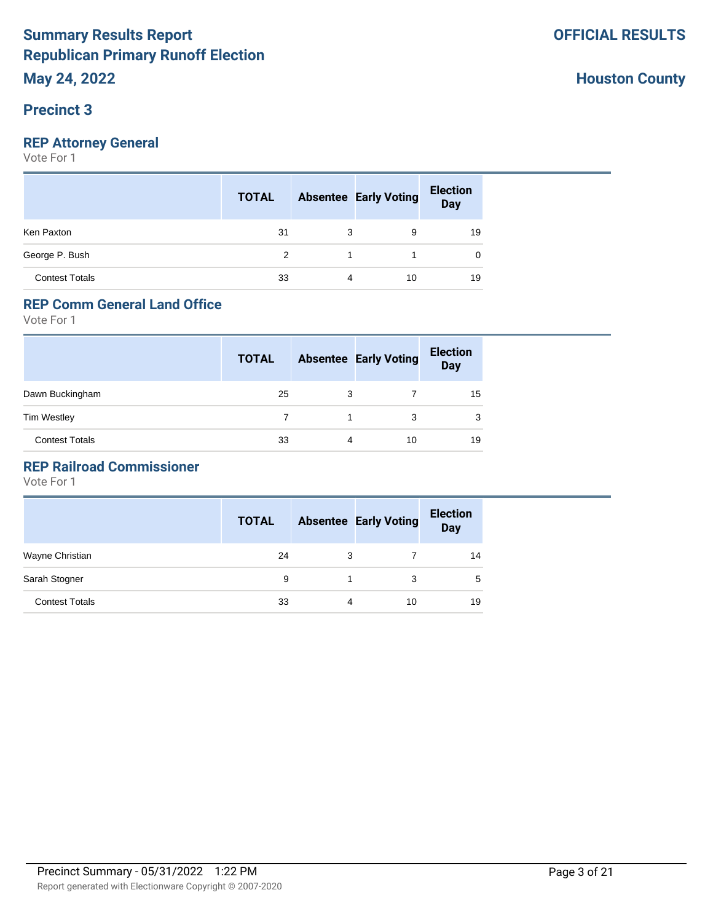# Summary Results Report
# Republican Primary Runoff Election
## May 24, 2022

**OFFICIAL RESULTS**

**Houston County**

## Precinct 3

### REP Attorney General

Vote For 1

| | TOTAL | Absentee | Early Voting | Election Day |
|---|---|---|---|---|
| Ken Paxton | 31 | 3 | 9 | 19 |
| George P. Bush | 2 | 1 | 1 | 0 |
| Contest Totals | 33 | 4 | 10 | 19 |

### REP Comm General Land Office

Vote For 1

| | TOTAL | Absentee | Early Voting | Election Day |
|---|---|---|---|---|
| Dawn Buckingham | 25 | 3 | 7 | 15 |
| Tim Westley | 7 | 1 | 3 | 3 |
| Contest Totals | 33 | 4 | 10 | 19 |

### REP Railroad Commissioner

Vote For 1

| | TOTAL | Absentee | Early Voting | Election Day |
|---|---|---|---|---|
| Wayne Christian | 24 | 3 | 7 | 14 |
| Sarah Stogner | 9 | 1 | 3 | 5 |
| Contest Totals | 33 | 4 | 10 | 19 |

Precinct Summary - 05/31/2022 1:22 PM

Report generated with Electionware Copyright © 2007-2020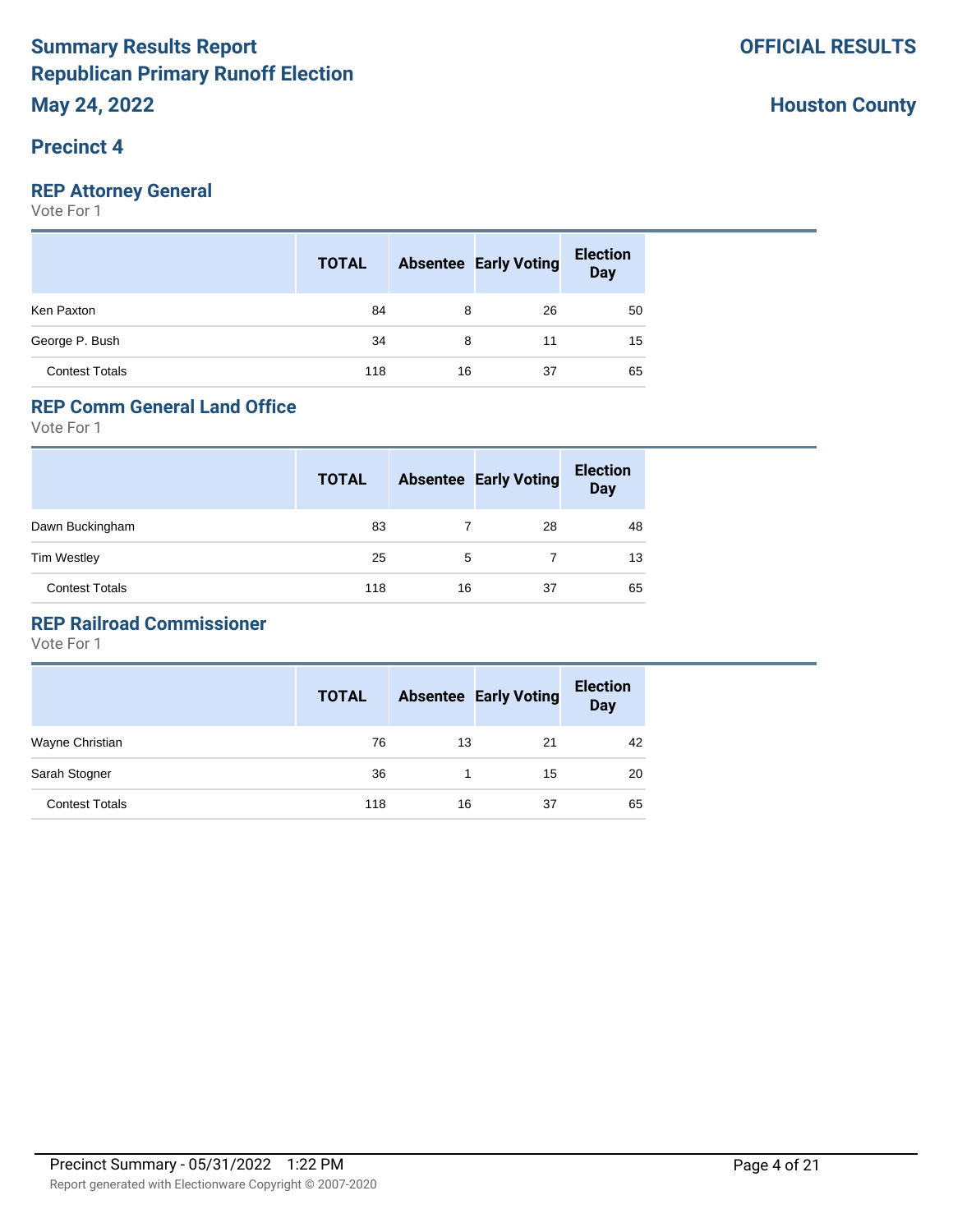# Summary Results Report
## Republican Primary Runoff Election
## May 24, 2022

**OFFICIAL RESULTS**

**Houston County**

## Precinct 4

### REP Attorney General

Vote For 1

| | TOTAL | Absentee | Early Voting | Election Day |
|---|---|---|---|---|
| Ken Paxton | 84 | 8 | 26 | 50 |
| George P. Bush | 34 | 8 | 11 | 15 |
| Contest Totals | 118 | 16 | 37 | 65 |

### REP Comm General Land Office

Vote For 1

| | TOTAL | Absentee | Early Voting | Election Day |
|---|---|---|---|---|
| Dawn Buckingham | 83 | 7 | 28 | 48 |
| Tim Westley | 25 | 5 | 7 | 13 |
| Contest Totals | 118 | 16 | 37 | 65 |

### REP Railroad Commissioner

Vote For 1

| | TOTAL | Absentee | Early Voting | Election Day |
|---|---|---|---|---|
| Wayne Christian | 76 | 13 | 21 | 42 |
| Sarah Stogner | 36 | 1 | 15 | 20 |
| Contest Totals | 118 | 16 | 37 | 65 |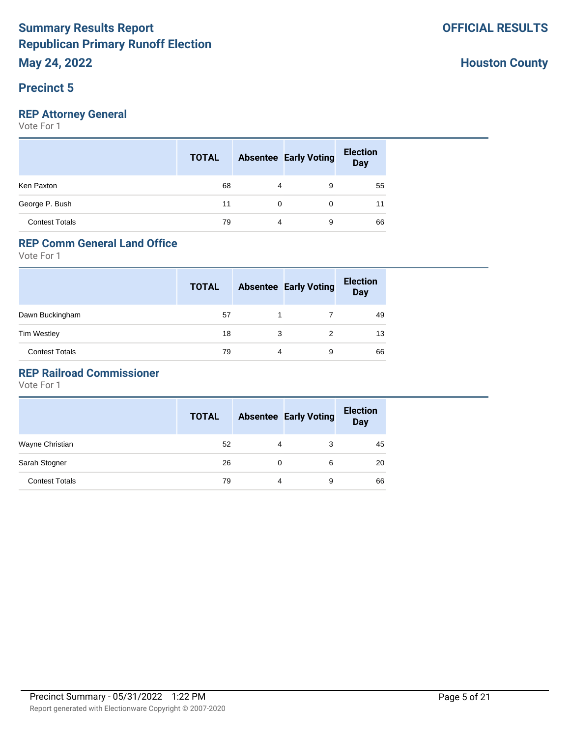# Summary Results Report
# Republican Primary Runoff Election
# May 24, 2022

**OFFICIAL RESULTS**

**Houston County**

## Precinct 5

### REP Attorney General

Vote For 1

| | TOTAL | Absentee | Early Voting | Election Day |
|---|---|---|---|---|
| Ken Paxton | 68 | 4 | 9 | 55 |
| George P. Bush | 11 | 0 | 0 | 11 |
| Contest Totals | 79 | 4 | 9 | 66 |

### REP Comm General Land Office

Vote For 1

| | TOTAL | Absentee | Early Voting | Election Day |
|---|---|---|---|---|
| Dawn Buckingham | 57 | 1 | 7 | 49 |
| Tim Westley | 18 | 3 | 2 | 13 |
| Contest Totals | 79 | 4 | 9 | 66 |

### REP Railroad Commissioner

Vote For 1

| | TOTAL | Absentee | Early Voting | Election Day |
|---|---|---|---|---|
| Wayne Christian | 52 | 4 | 3 | 45 |
| Sarah Stogner | 26 | 0 | 6 | 20 |
| Contest Totals | 79 | 4 | 9 | 66 |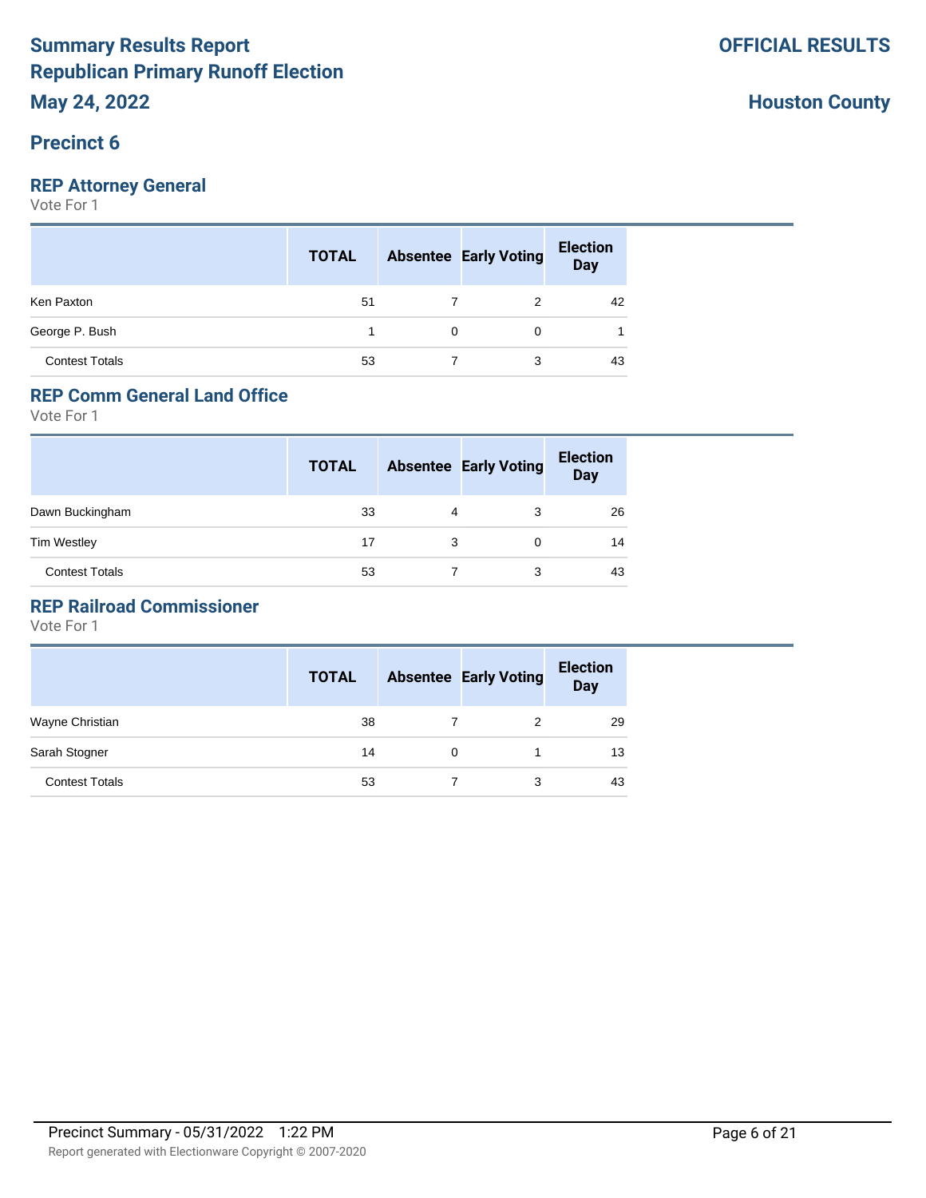# Summary Results Report
# Republican Primary Runoff Election
# May 24, 2022

**OFFICIAL RESULTS**

**Houston County**

## Precinct 6

### REP Attorney General

Vote For 1

| | TOTAL | Absentee | Early Voting | Election Day |
|---|---|---|---|---|
| Ken Paxton | 51 | 7 | 2 | 42 |
| George P. Bush | 1 | 0 | 0 | 1 |
| Contest Totals | 53 | 7 | 3 | 43 |

### REP Comm General Land Office

Vote For 1

| | TOTAL | Absentee | Early Voting | Election Day |
|---|---|---|---|---|
| Dawn Buckingham | 33 | 4 | 3 | 26 |
| Tim Westley | 17 | 3 | 0 | 14 |
| Contest Totals | 53 | 7 | 3 | 43 |

### REP Railroad Commissioner

Vote For 1

| | TOTAL | Absentee | Early Voting | Election Day |
|---|---|---|---|---|
| Wayne Christian | 38 | 7 | 2 | 29 |
| Sarah Stogner | 14 | 0 | 1 | 13 |
| Contest Totals | 53 | 7 | 3 | 43 |

Precinct Summary - 05/31/2022 1:22 PM

Report generated with Electionware Copyright © 2007-2020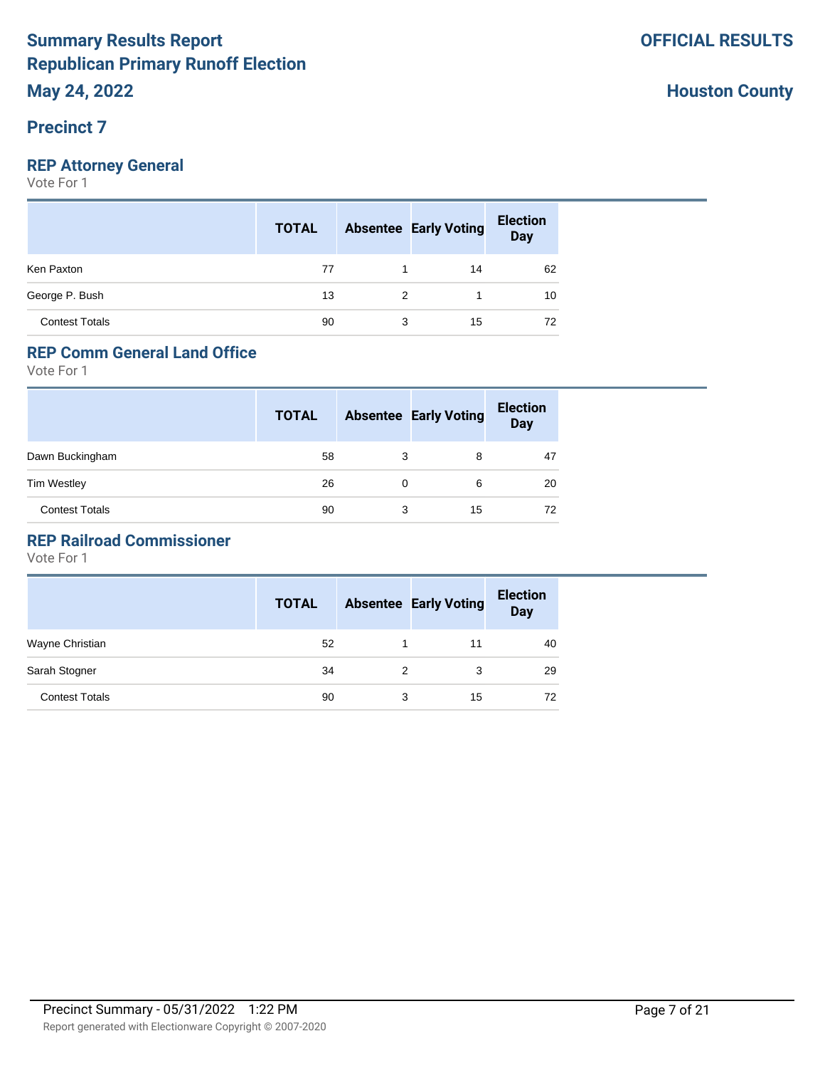# Summary Results Report
## Republican Primary Runoff Election
## May 24, 2022

**OFFICIAL RESULTS**

**Houston County**

## Precinct 7

### REP Attorney General

Vote For 1

| | TOTAL | Absentee | Early Voting | Election Day |
|---|---|---|---|---|
| Ken Paxton | 77 | 1 | 14 | 62 |
| George P. Bush | 13 | 2 | 1 | 10 |
| Contest Totals | 90 | 3 | 15 | 72 |

### REP Comm General Land Office

Vote For 1

| | TOTAL | Absentee | Early Voting | Election Day |
|---|---|---|---|---|
| Dawn Buckingham | 58 | 3 | 8 | 47 |
| Tim Westley | 26 | 0 | 6 | 20 |
| Contest Totals | 90 | 3 | 15 | 72 |

### REP Railroad Commissioner

Vote For 1

| | TOTAL | Absentee | Early Voting | Election Day |
|---|---|---|---|---|
| Wayne Christian | 52 | 1 | 11 | 40 |
| Sarah Stogner | 34 | 2 | 3 | 29 |
| Contest Totals | 90 | 3 | 15 | 72 |

Precinct Summary - 05/31/2022 1:22 PM

Report generated with Electionware Copyright © 2007-2020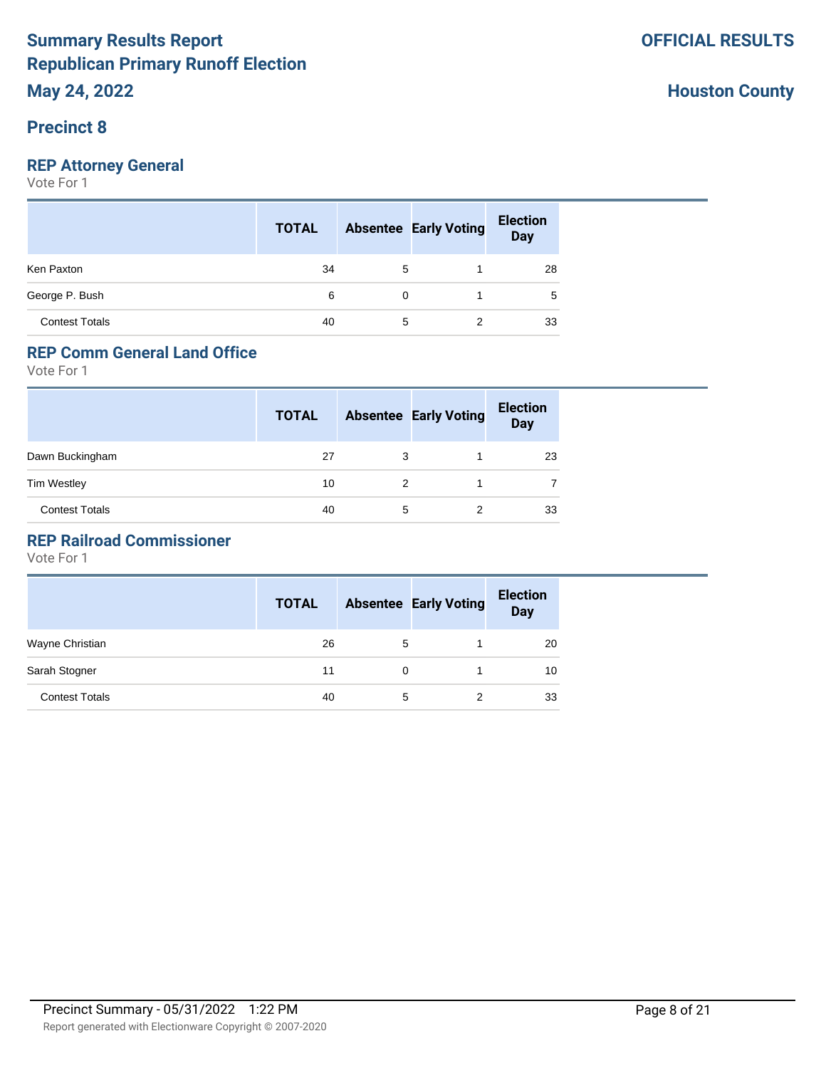# Summary Results Report
## Republican Primary Runoff Election
## May 24, 2022

**OFFICIAL RESULTS**

**Houston County**

## Precinct 8

### REP Attorney General

Vote For 1

| | TOTAL | Absentee | Early Voting | Election Day |
|---|---|---|---|---|
| Ken Paxton | 34 | 5 | 1 | 28 |
| George P. Bush | 6 | 0 | 1 | 5 |
| Contest Totals | 40 | 5 | 2 | 33 |

### REP Comm General Land Office

Vote For 1

| | TOTAL | Absentee | Early Voting | Election Day |
|---|---|---|---|---|
| Dawn Buckingham | 27 | 3 | 1 | 23 |
| Tim Westley | 10 | 2 | 1 | 7 |
| Contest Totals | 40 | 5 | 2 | 33 |

### REP Railroad Commissioner

Vote For 1

| | TOTAL | Absentee | Early Voting | Election Day |
|---|---|---|---|---|
| Wayne Christian | 26 | 5 | 1 | 20 |
| Sarah Stogner | 11 | 0 | 1 | 10 |
| Contest Totals | 40 | 5 | 2 | 33 |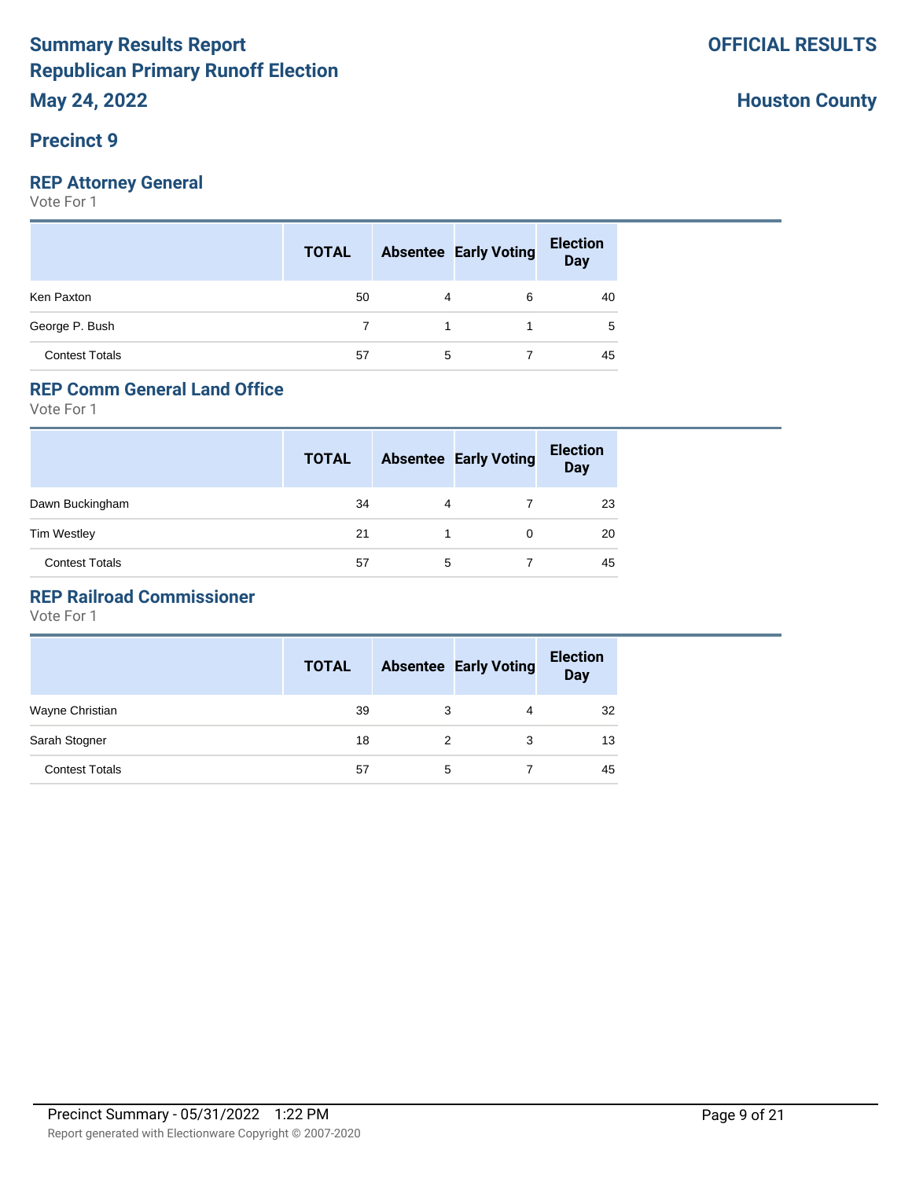# Summary Results Report
## Republican Primary Runoff Election
## May 24, 2022

**OFFICIAL RESULTS**

**Houston County**

## Precinct 9

### REP Attorney General

Vote For 1

| | TOTAL | Absentee | Early Voting | Election Day |
|---|---|---|---|---|
| Ken Paxton | 50 | 4 | 6 | 40 |
| George P. Bush | 7 | 1 | 1 | 5 |
| Contest Totals | 57 | 5 | 7 | 45 |

### REP Comm General Land Office

Vote For 1

| | TOTAL | Absentee | Early Voting | Election Day |
|---|---|---|---|---|
| Dawn Buckingham | 34 | 4 | 7 | 23 |
| Tim Westley | 21 | 1 | 0 | 20 |
| Contest Totals | 57 | 5 | 7 | 45 |

### REP Railroad Commissioner

Vote For 1

| | TOTAL | Absentee | Early Voting | Election Day |
|---|---|---|---|---|
| Wayne Christian | 39 | 3 | 4 | 32 |
| Sarah Stogner | 18 | 2 | 3 | 13 |
| Contest Totals | 57 | 5 | 7 | 45 |

Precinct Summary - 05/31/2022 1:22 PM

Report generated with Electionware Copyright © 2007-2020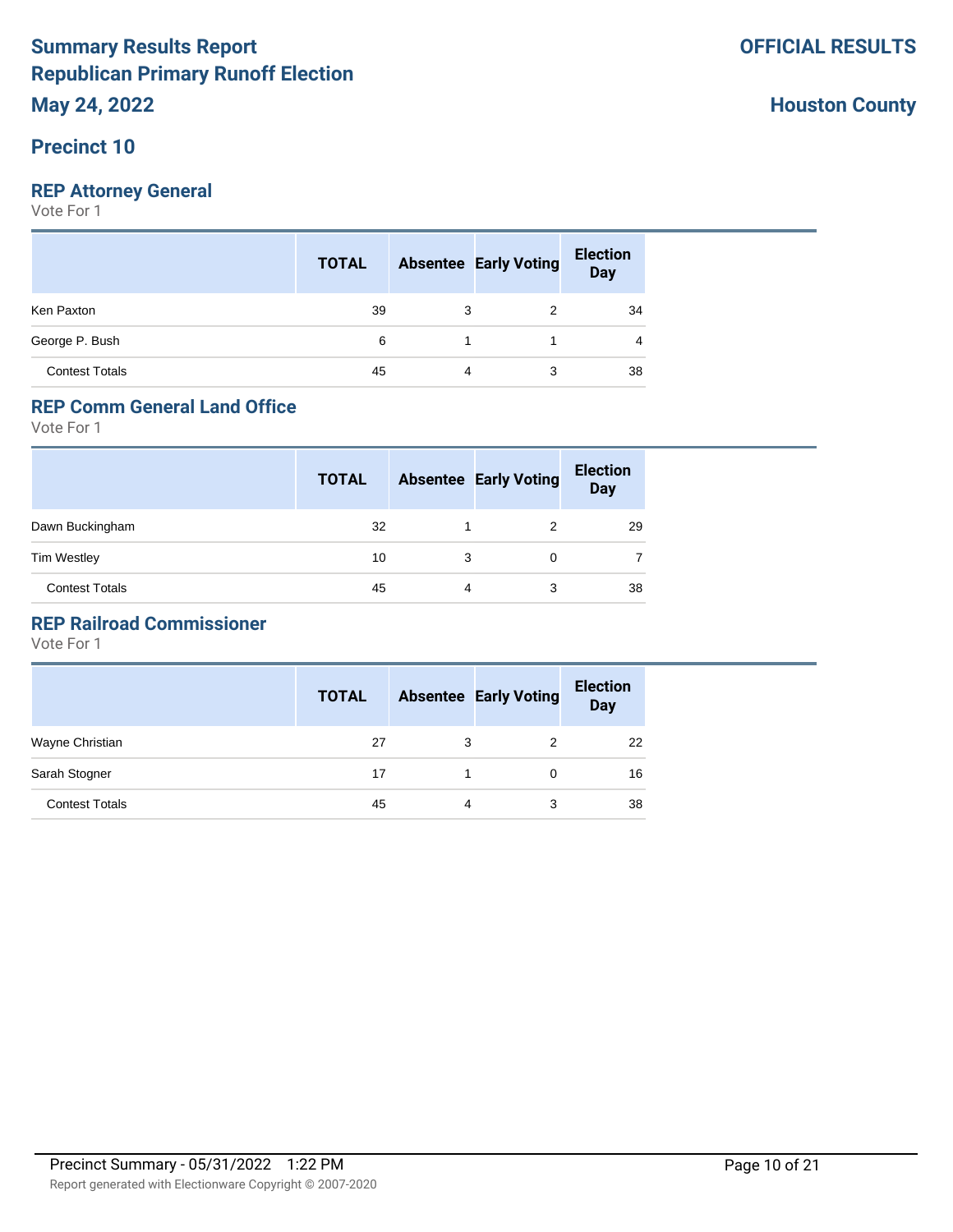# Summary Results Report
# Republican Primary Runoff Election
## May 24, 2022

**OFFICIAL RESULTS**

**Houston County**

## Precinct 10

### REP Attorney General

Vote For 1

| | TOTAL | Absentee | Early Voting | Election Day |
|---|---|---|---|---|
| Ken Paxton | 39 | 3 | 2 | 34 |
| George P. Bush | 6 | 1 | 1 | 4 |
| Contest Totals | 45 | 4 | 3 | 38 |

### REP Comm General Land Office

Vote For 1

| | TOTAL | Absentee | Early Voting | Election Day |
|---|---|---|---|---|
| Dawn Buckingham | 32 | 1 | 2 | 29 |
| Tim Westley | 10 | 3 | 0 | 7 |
| Contest Totals | 45 | 4 | 3 | 38 |

### REP Railroad Commissioner

Vote For 1

| | TOTAL | Absentee | Early Voting | Election Day |
|---|---|---|---|---|
| Wayne Christian | 27 | 3 | 2 | 22 |
| Sarah Stogner | 17 | 1 | 0 | 16 |
| Contest Totals | 45 | 4 | 3 | 38 |

Precinct Summary - 05/31/2022 1:22 PM

Report generated with Electionware Copyright © 2007-2020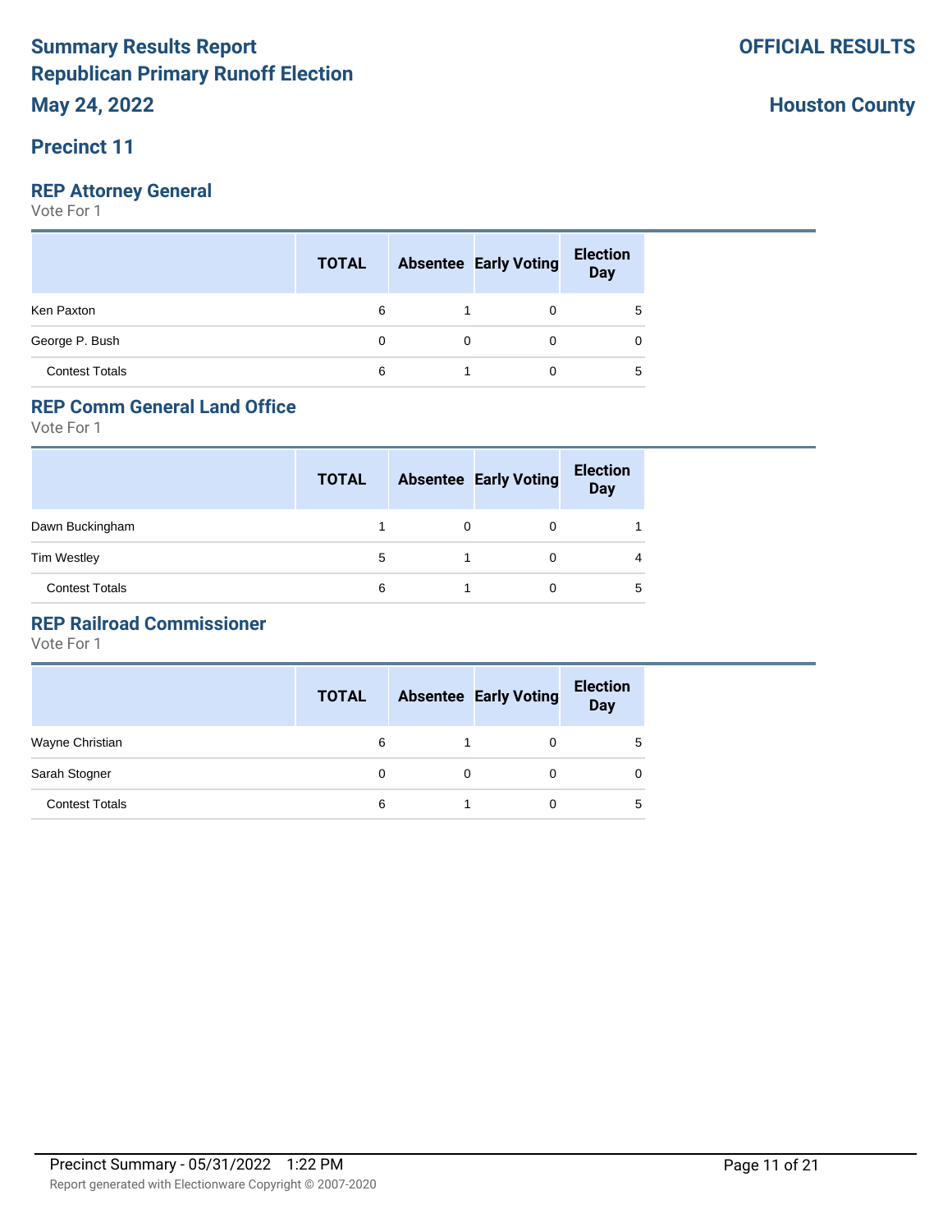# Summary Results Report
# Republican Primary Runoff Election
# May 24, 2022

**OFFICIAL RESULTS**

**Houston County**

## Precinct 11

### REP Attorney General

Vote For 1

| | TOTAL | Absentee | Early Voting | Election Day |
|---|---|---|---|---|
| Ken Paxton | 6 | 1 | 0 | 5 |
| George P. Bush | 0 | 0 | 0 | 0 |
| Contest Totals | 6 | 1 | 0 | 5 |

### REP Comm General Land Office

Vote For 1

| | TOTAL | Absentee | Early Voting | Election Day |
|---|---|---|---|---|
| Dawn Buckingham | 1 | 0 | 0 | 1 |
| Tim Westley | 5 | 1 | 0 | 4 |
| Contest Totals | 6 | 1 | 0 | 5 |

### REP Railroad Commissioner

Vote For 1

| | TOTAL | Absentee | Early Voting | Election Day |
|---|---|---|---|---|
| Wayne Christian | 6 | 1 | 0 | 5 |
| Sarah Stogner | 0 | 0 | 0 | 0 |
| Contest Totals | 6 | 1 | 0 | 5 |

Precinct Summary - 05/31/2022 1:22 PM

Report generated with Electionware Copyright © 2007-2020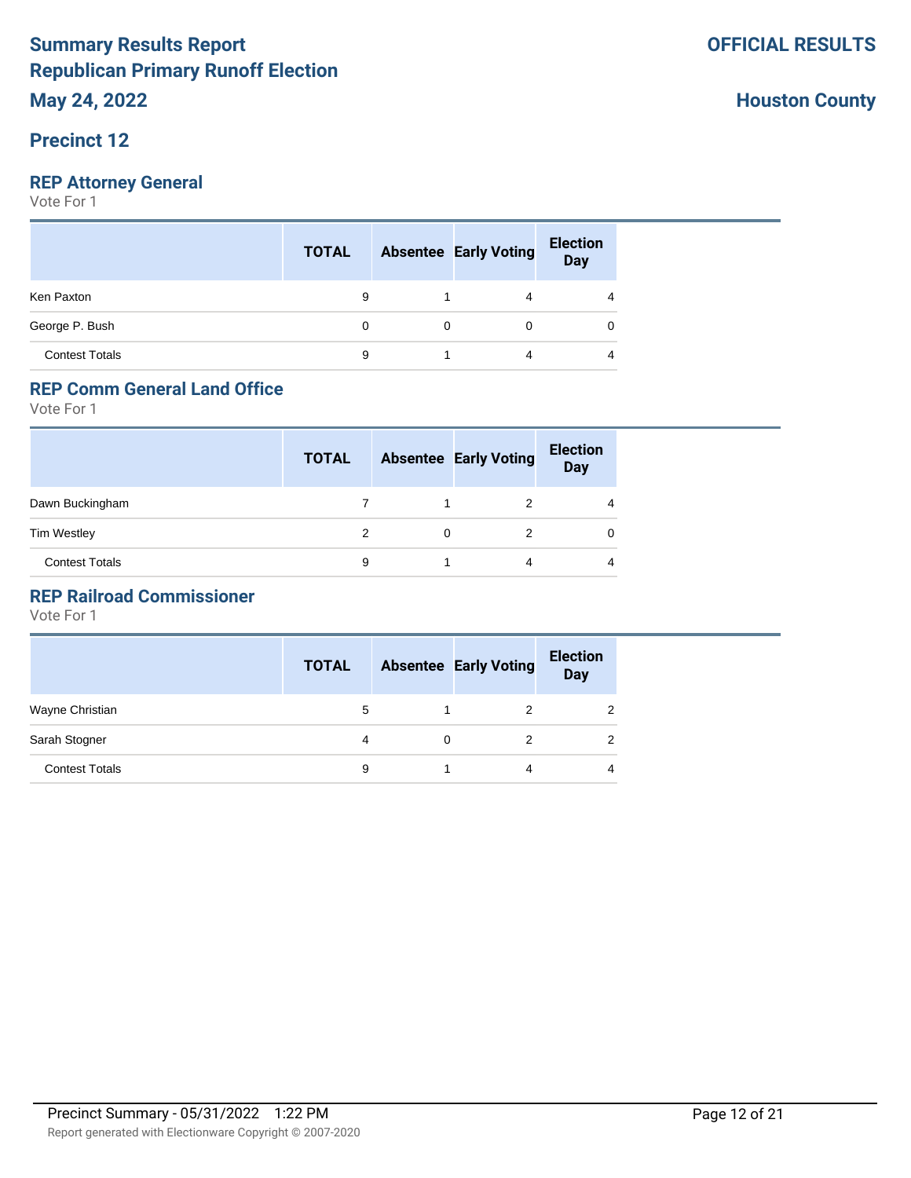# Summary Results Report
# Republican Primary Runoff Election
# May 24, 2022

**OFFICIAL RESULTS**

**Houston County**

## Precinct 12

### REP Attorney General

Vote For 1

| | TOTAL | Absentee | Early Voting | Election Day |
|---|---|---|---|---|
| Ken Paxton | 9 | 1 | 4 | 4 |
| George P. Bush | 0 | 0 | 0 | 0 |
| Contest Totals | 9 | 1 | 4 | 4 |

### REP Comm General Land Office

Vote For 1

| | TOTAL | Absentee | Early Voting | Election Day |
|---|---|---|---|---|
| Dawn Buckingham | 7 | 1 | 2 | 4 |
| Tim Westley | 2 | 0 | 2 | 0 |
| Contest Totals | 9 | 1 | 4 | 4 |

### REP Railroad Commissioner

Vote For 1

| | TOTAL | Absentee | Early Voting | Election Day |
|---|---|---|---|---|
| Wayne Christian | 5 | 1 | 2 | 2 |
| Sarah Stogner | 4 | 0 | 2 | 2 |
| Contest Totals | 9 | 1 | 4 | 4 |

Precinct Summary - 05/31/2022 1:22 PM

Report generated with Electionware Copyright © 2007-2020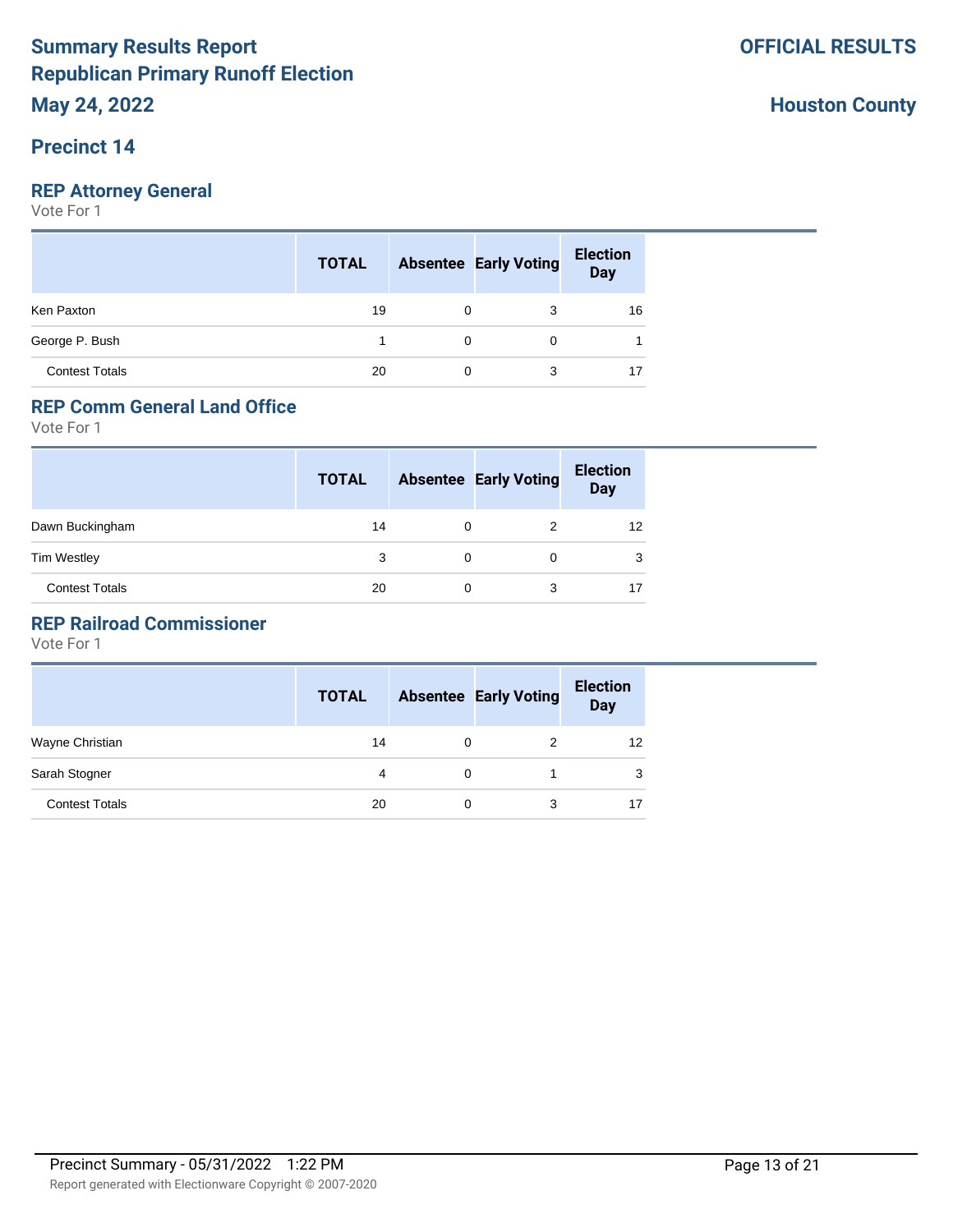# Summary Results Report
# Republican Primary Runoff Election
# May 24, 2022

**OFFICIAL RESULTS**

**Houston County**

## Precinct 14

### REP Attorney General

Vote For 1

| | TOTAL | Absentee | Early Voting | Election Day |
|---|---|---|---|---|
| Ken Paxton | 19 | 0 | 3 | 16 |
| George P. Bush | 1 | 0 | 0 | 1 |
| Contest Totals | 20 | 0 | 3 | 17 |

### REP Comm General Land Office

Vote For 1

| | TOTAL | Absentee | Early Voting | Election Day |
|---|---|---|---|---|
| Dawn Buckingham | 14 | 0 | 2 | 12 |
| Tim Westley | 3 | 0 | 0 | 3 |
| Contest Totals | 20 | 0 | 3 | 17 |

### REP Railroad Commissioner

Vote For 1

| | TOTAL | Absentee | Early Voting | Election Day |
|---|---|---|---|---|
| Wayne Christian | 14 | 0 | 2 | 12 |
| Sarah Stogner | 4 | 0 | 1 | 3 |
| Contest Totals | 20 | 0 | 3 | 17 |

Precinct Summary - 05/31/2022 1:22 PM

Report generated with Electionware Copyright © 2007-2020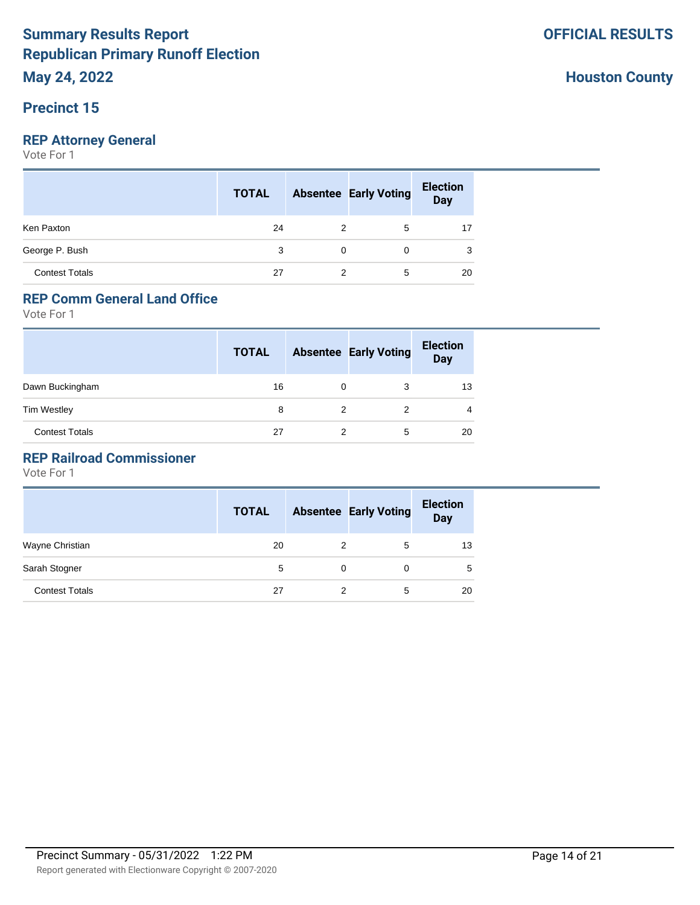# Summary Results Report
# Republican Primary Runoff Election
## May 24, 2022

**OFFICIAL RESULTS**

**Houston County**

## Precinct 15

### REP Attorney General

Vote For 1

| | TOTAL | Absentee | Early Voting | Election Day |
|---|---|---|---|---|
| Ken Paxton | 24 | 2 | 5 | 17 |
| George P. Bush | 3 | 0 | 0 | 3 |
| Contest Totals | 27 | 2 | 5 | 20 |

### REP Comm General Land Office

Vote For 1

| | TOTAL | Absentee | Early Voting | Election Day |
|---|---|---|---|---|
| Dawn Buckingham | 16 | 0 | 3 | 13 |
| Tim Westley | 8 | 2 | 2 | 4 |
| Contest Totals | 27 | 2 | 5 | 20 |

### REP Railroad Commissioner

Vote For 1

| | TOTAL | Absentee | Early Voting | Election Day |
|---|---|---|---|---|
| Wayne Christian | 20 | 2 | 5 | 13 |
| Sarah Stogner | 5 | 0 | 0 | 5 |
| Contest Totals | 27 | 2 | 5 | 20 |

Precinct Summary - 05/31/2022 1:22 PM

Report generated with Electionware Copyright © 2007-2020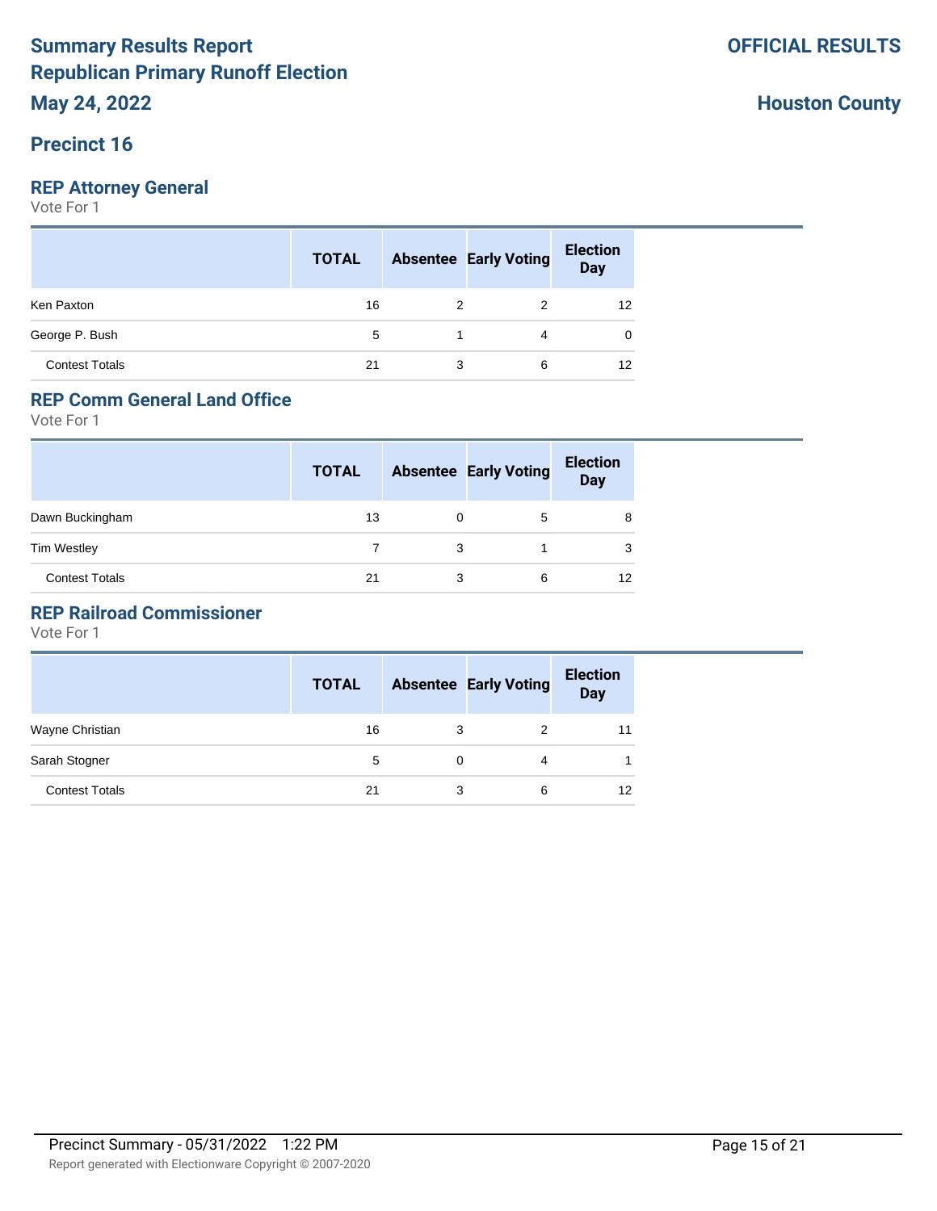# Summary Results Report
# Republican Primary Runoff Election
## May 24, 2022

**OFFICIAL RESULTS**

**Houston County**

## Precinct 16

### REP Attorney General

Vote For 1

| | TOTAL | Absentee | Early Voting | Election Day |
|---|---|---|---|---|
| Ken Paxton | 16 | 2 | 2 | 12 |
| George P. Bush | 5 | 1 | 4 | 0 |
| Contest Totals | 21 | 3 | 6 | 12 |

### REP Comm General Land Office

Vote For 1

| | TOTAL | Absentee | Early Voting | Election Day |
|---|---|---|---|---|
| Dawn Buckingham | 13 | 0 | 5 | 8 |
| Tim Westley | 7 | 3 | 1 | 3 |
| Contest Totals | 21 | 3 | 6 | 12 |

### REP Railroad Commissioner

Vote For 1

| | TOTAL | Absentee | Early Voting | Election Day |
|---|---|---|---|---|
| Wayne Christian | 16 | 3 | 2 | 11 |
| Sarah Stogner | 5 | 0 | 4 | 1 |
| Contest Totals | 21 | 3 | 6 | 12 |

Precinct Summary - 05/31/2022 1:22 PM

Report generated with Electionware Copyright © 2007-2020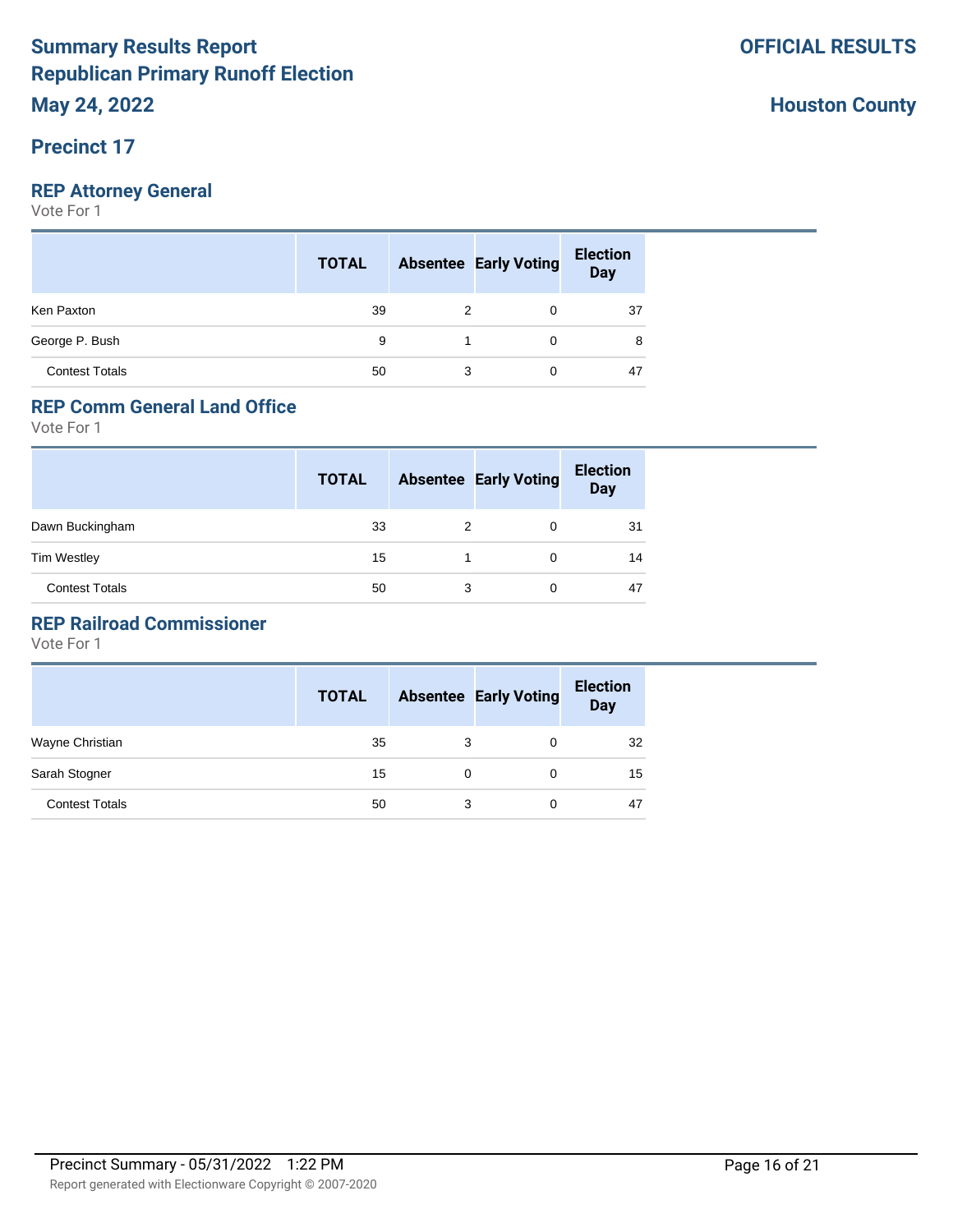# Summary Results Report
# Republican Primary Runoff Election
# May 24, 2022

**OFFICIAL RESULTS**

**Houston County**

## Precinct 17

### REP Attorney General
Vote For 1

| | TOTAL | Absentee | Early Voting | Election Day |
|---|---|---|---|---|
| Ken Paxton | 39 | 2 | 0 | 37 |
| George P. Bush | 9 | 1 | 0 | 8 |
| Contest Totals | 50 | 3 | 0 | 47 |

### REP Comm General Land Office
Vote For 1

| | TOTAL | Absentee | Early Voting | Election Day |
|---|---|---|---|---|
| Dawn Buckingham | 33 | 2 | 0 | 31 |
| Tim Westley | 15 | 1 | 0 | 14 |
| Contest Totals | 50 | 3 | 0 | 47 |

### REP Railroad Commissioner
Vote For 1

| | TOTAL | Absentee | Early Voting | Election Day |
|---|---|---|---|---|
| Wayne Christian | 35 | 3 | 0 | 32 |
| Sarah Stogner | 15 | 0 | 0 | 15 |
| Contest Totals | 50 | 3 | 0 | 47 |

Precinct Summary - 05/31/2022 1:22 PM

Report generated with Electionware Copyright © 2007-2020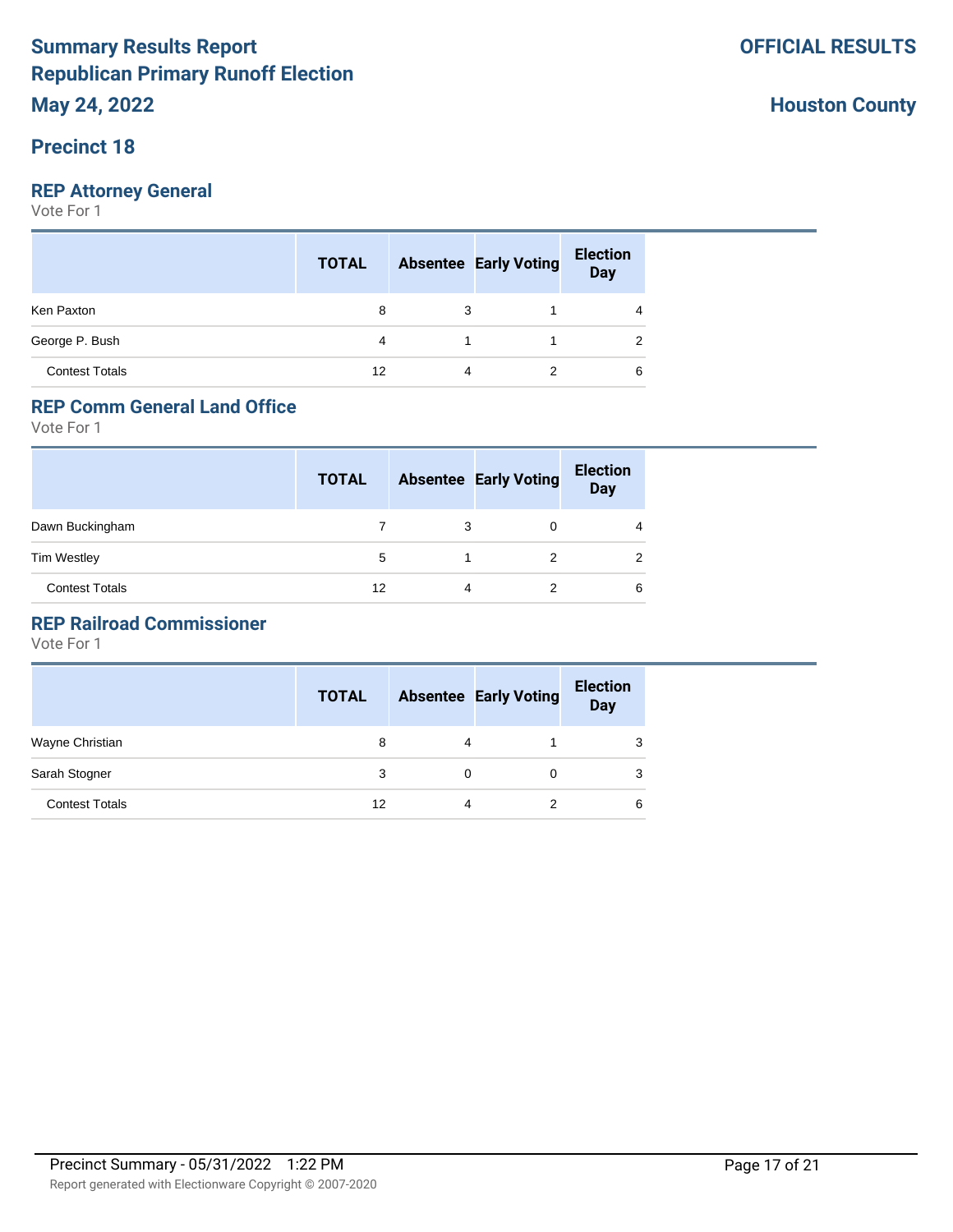# Summary Results Report
# Republican Primary Runoff Election
## May 24, 2022

**OFFICIAL RESULTS**

**Houston County**

## Precinct 18

### REP Attorney General

Vote For 1

| | TOTAL | Absentee | Early Voting | Election Day |
|---|---|---|---|---|
| Ken Paxton | 8 | 3 | 1 | 4 |
| George P. Bush | 4 | 1 | 1 | 2 |
| Contest Totals | 12 | 4 | 2 | 6 |

### REP Comm General Land Office

Vote For 1

| | TOTAL | Absentee | Early Voting | Election Day |
|---|---|---|---|---|
| Dawn Buckingham | 7 | 3 | 0 | 4 |
| Tim Westley | 5 | 1 | 2 | 2 |
| Contest Totals | 12 | 4 | 2 | 6 |

### REP Railroad Commissioner

Vote For 1

| | TOTAL | Absentee | Early Voting | Election Day |
|---|---|---|---|---|
| Wayne Christian | 8 | 4 | 1 | 3 |
| Sarah Stogner | 3 | 0 | 0 | 3 |
| Contest Totals | 12 | 4 | 2 | 6 |

Precinct Summary - 05/31/2022 1:22 PM

Report generated with Electionware Copyright © 2007-2020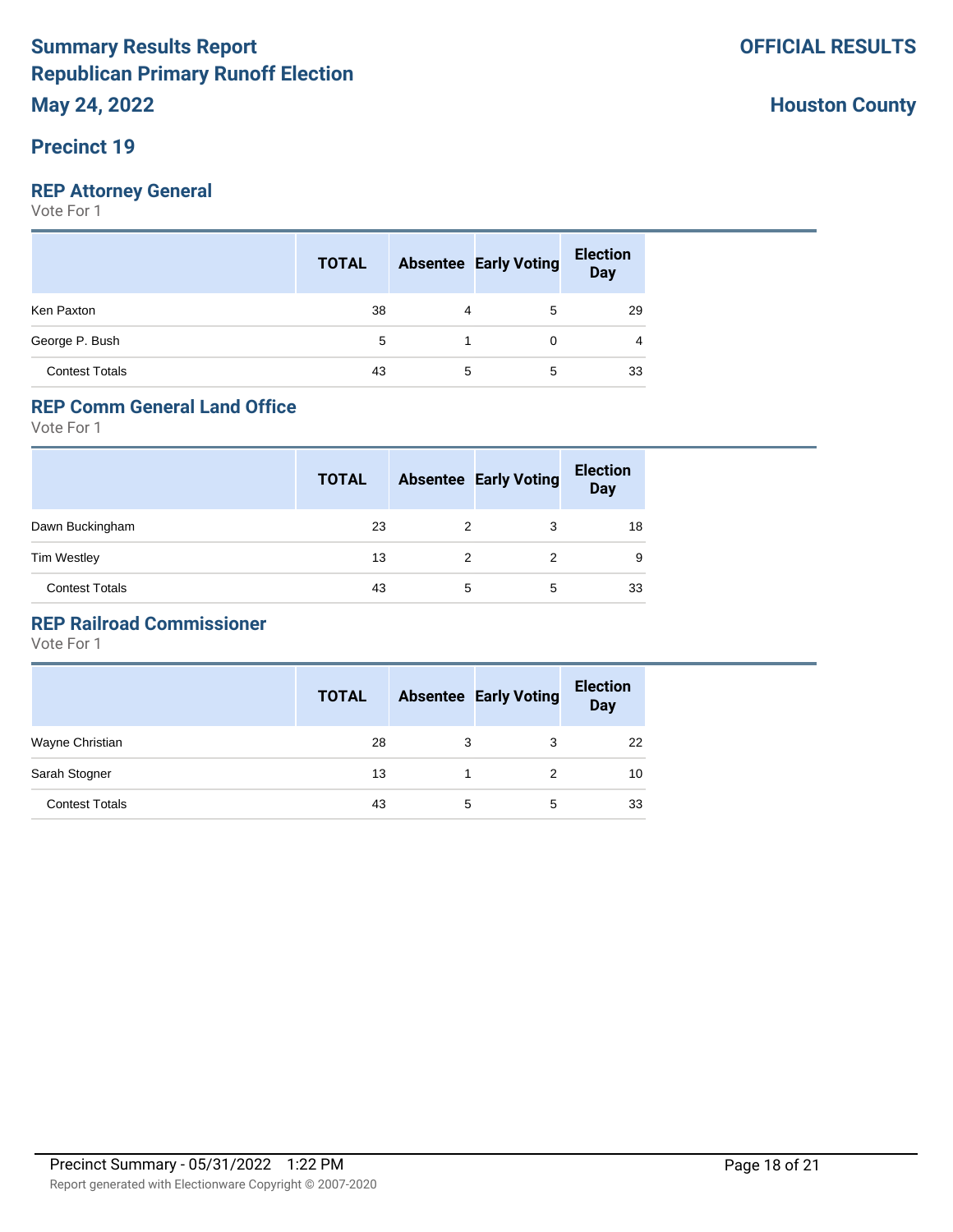# Summary Results Report
## Republican Primary Runoff Election
## May 24, 2022

**OFFICIAL RESULTS**

**Houston County**

## Precinct 19

### REP Attorney General

Vote For 1

| | TOTAL | Absentee | Early Voting | Election Day |
|---|---|---|---|---|
| Ken Paxton | 38 | 4 | 5 | 29 |
| George P. Bush | 5 | 1 | 0 | 4 |
| Contest Totals | 43 | 5 | 5 | 33 |

### REP Comm General Land Office

Vote For 1

| | TOTAL | Absentee | Early Voting | Election Day |
|---|---|---|---|---|
| Dawn Buckingham | 23 | 2 | 3 | 18 |
| Tim Westley | 13 | 2 | 2 | 9 |
| Contest Totals | 43 | 5 | 5 | 33 |

### REP Railroad Commissioner

Vote For 1

| | TOTAL | Absentee | Early Voting | Election Day |
|---|---|---|---|---|
| Wayne Christian | 28 | 3 | 3 | 22 |
| Sarah Stogner | 13 | 1 | 2 | 10 |
| Contest Totals | 43 | 5 | 5 | 33 |

Precinct Summary - 05/31/2022 1:22 PM

Report generated with Electionware Copyright © 2007-2020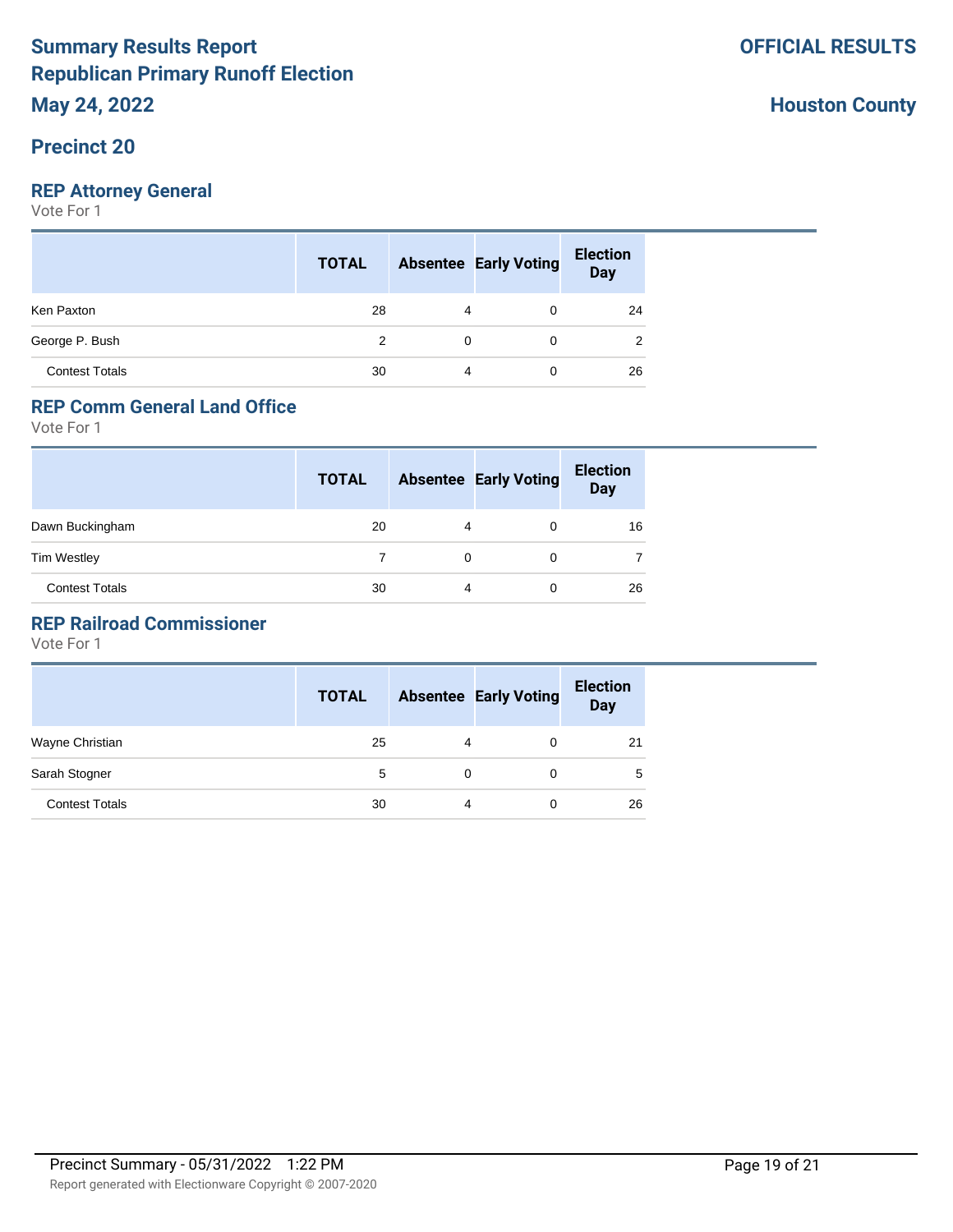# Summary Results Report
# Republican Primary Runoff Election
# May 24, 2022

**OFFICIAL RESULTS**

**Houston County**

## Precinct 20

### REP Attorney General

Vote For 1

| | TOTAL | Absentee | Early Voting | Election Day |
|---|---|---|---|---|
| Ken Paxton | 28 | 4 | 0 | 24 |
| George P. Bush | 2 | 0 | 0 | 2 |
| Contest Totals | 30 | 4 | 0 | 26 |

### REP Comm General Land Office

Vote For 1

| | TOTAL | Absentee | Early Voting | Election Day |
|---|---|---|---|---|
| Dawn Buckingham | 20 | 4 | 0 | 16 |
| Tim Westley | 7 | 0 | 0 | 7 |
| Contest Totals | 30 | 4 | 0 | 26 |

### REP Railroad Commissioner

Vote For 1

| | TOTAL | Absentee | Early Voting | Election Day |
|---|---|---|---|---|
| Wayne Christian | 25 | 4 | 0 | 21 |
| Sarah Stogner | 5 | 0 | 0 | 5 |
| Contest Totals | 30 | 4 | 0 | 26 |

Precinct Summary - 05/31/2022 1:22 PM

Report generated with Electionware Copyright © 2007-2020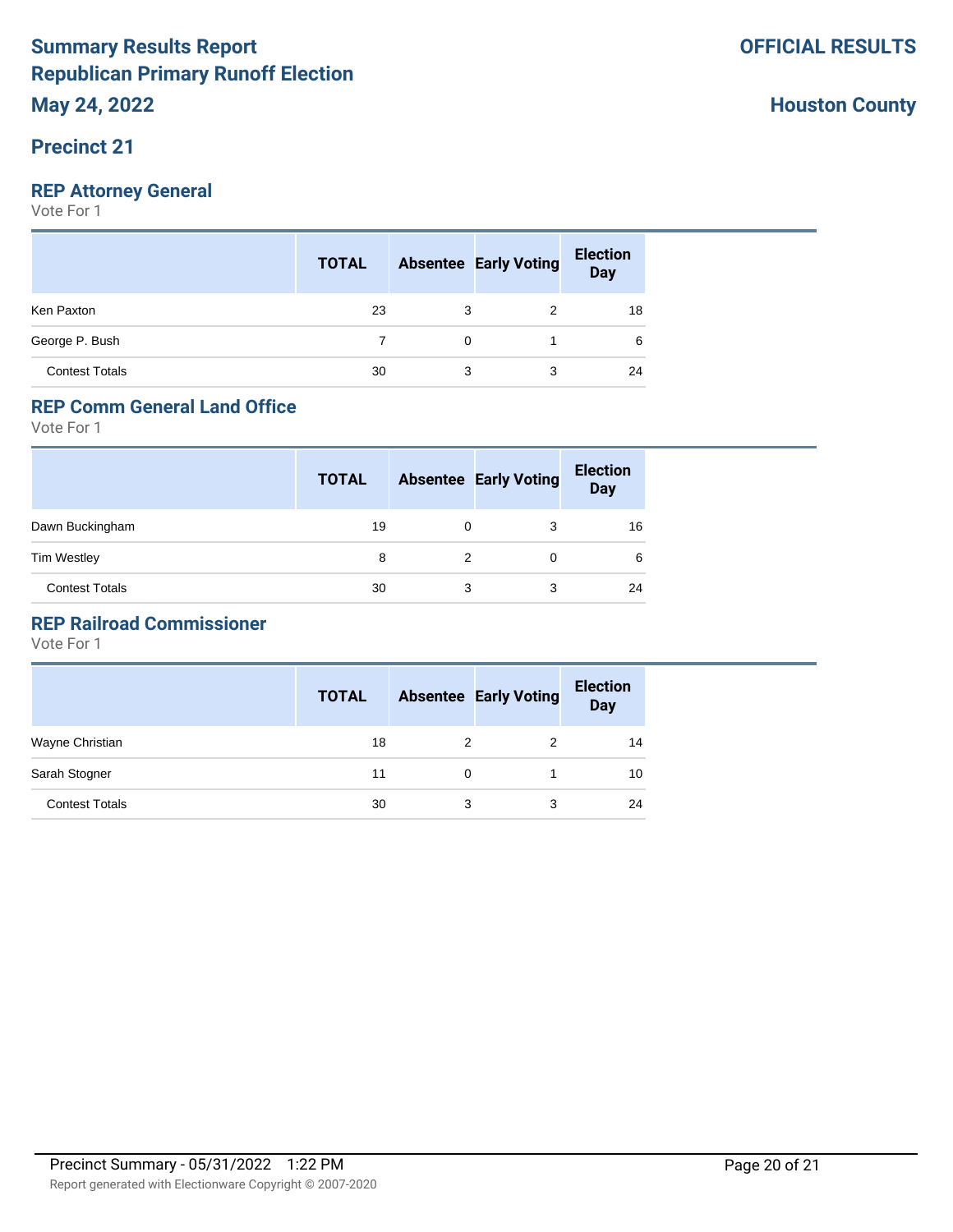# Summary Results Report
# Republican Primary Runoff Election
## May 24, 2022

**OFFICIAL RESULTS**

**Houston County**

## Precinct 21

### REP Attorney General

Vote For 1

| | TOTAL | Absentee | Early Voting | Election Day |
|---|---|---|---|---|
| Ken Paxton | 23 | 3 | 2 | 18 |
| George P. Bush | 7 | 0 | 1 | 6 |
| Contest Totals | 30 | 3 | 3 | 24 |

### REP Comm General Land Office

Vote For 1

| | TOTAL | Absentee | Early Voting | Election Day |
|---|---|---|---|---|
| Dawn Buckingham | 19 | 0 | 3 | 16 |
| Tim Westley | 8 | 2 | 0 | 6 |
| Contest Totals | 30 | 3 | 3 | 24 |

### REP Railroad Commissioner

Vote For 1

| | TOTAL | Absentee | Early Voting | Election Day |
|---|---|---|---|---|
| Wayne Christian | 18 | 2 | 2 | 14 |
| Sarah Stogner | 11 | 0 | 1 | 10 |
| Contest Totals | 30 | 3 | 3 | 24 |

Precinct Summary - 05/31/2022 1:22 PM

Report generated with Electionware Copyright © 2007-2020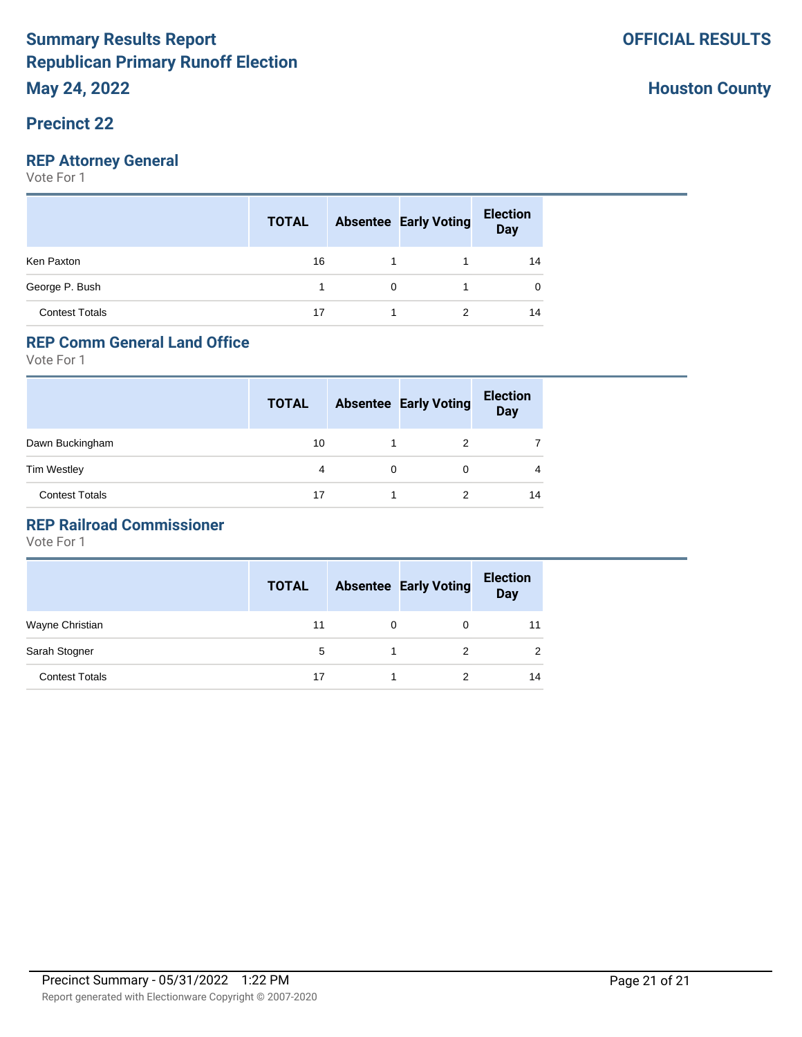# Summary Results Report
# Republican Primary Runoff Election
# May 24, 2022

**OFFICIAL RESULTS**

**Houston County**

## Precinct 22

### REP Attorney General

Vote For 1

| | TOTAL | Absentee | Early Voting | Election Day |
|---|---|---|---|---|
| Ken Paxton | 16 | 1 | 1 | 14 |
| George P. Bush | 1 | 0 | 1 | 0 |
| Contest Totals | 17 | 1 | 2 | 14 |

### REP Comm General Land Office

Vote For 1

| | TOTAL | Absentee | Early Voting | Election Day |
|---|---|---|---|---|
| Dawn Buckingham | 10 | 1 | 2 | 7 |
| Tim Westley | 4 | 0 | 0 | 4 |
| Contest Totals | 17 | 1 | 2 | 14 |

### REP Railroad Commissioner

Vote For 1

| | TOTAL | Absentee | Early Voting | Election Day |
|---|---|---|---|---|
| Wayne Christian | 11 | 0 | 0 | 11 |
| Sarah Stogner | 5 | 1 | 2 | 2 |
| Contest Totals | 17 | 1 | 2 | 14 |

Precinct Summary - 05/31/2022 1:22 PM

Report generated with Electionware Copyright © 2007-2020